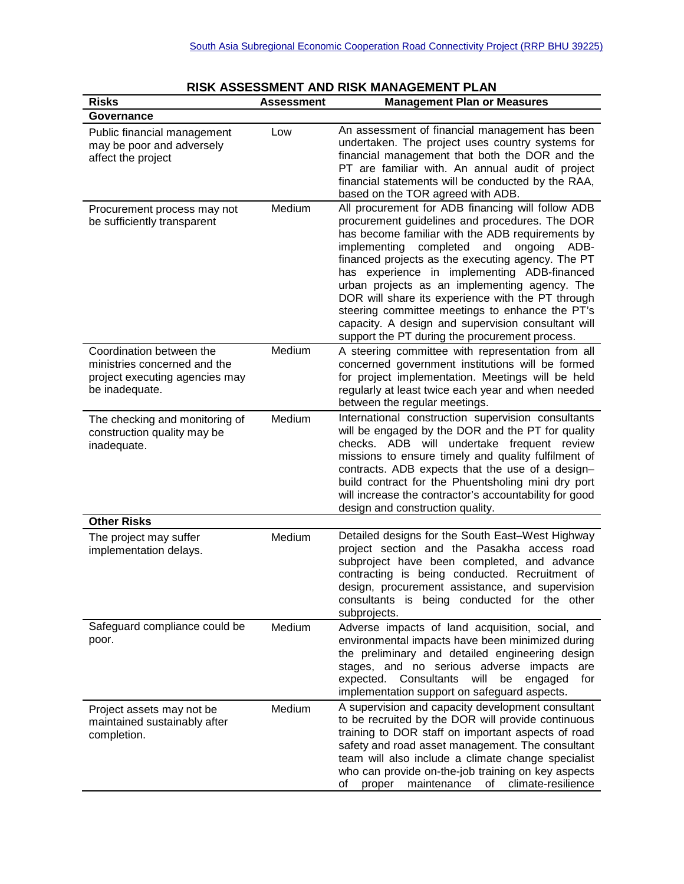## RISK ASSESSMENT AND RISK MANAGEMENT PLAN

| Risks | Assessment | Management Plan or Measures |
|---|---|---|
| **Governance** | | |
| Public financial management may be poor and adversely affect the project | Low | An assessment of financial management has been undertaken. The project uses country systems for financial management that both the DOR and the PT are familiar with. An annual audit of project financial statements will be conducted by the RAA, based on the TOR agreed with ADB. |
| Procurement process may not be sufficiently transparent | Medium | All procurement for ADB financing will follow ADB procurement guidelines and procedures. The DOR has become familiar with the ADB requirements by implementing completed and ongoing ADB-financed projects as the executing agency. The PT has experience in implementing ADB-financed urban projects as an implementing agency. The DOR will share its experience with the PT through steering committee meetings to enhance the PT's capacity. A design and supervision consultant will support the PT during the procurement process. |
| Coordination between the ministries concerned and the project executing agencies may be inadequate. | Medium | A steering committee with representation from all concerned government institutions will be formed for project implementation. Meetings will be held regularly at least twice each year and when needed between the regular meetings. |
| The checking and monitoring of construction quality may be inadequate. | Medium | International construction supervision consultants will be engaged by the DOR and the PT for quality checks. ADB will undertake frequent review missions to ensure timely and quality fulfilment of contracts. ADB expects that the use of a design–build contract for the Phuentsholing mini dry port will increase the contractor's accountability for good design and construction quality. |
| **Other Risks** | | |
| The project may suffer implementation delays. | Medium | Detailed designs for the South East–West Highway project section and the Pasakha access road subproject have been completed, and advance contracting is being conducted. Recruitment of design, procurement assistance, and supervision consultants is being conducted for the other subprojects. |
| Safeguard compliance could be poor. | Medium | Adverse impacts of land acquisition, social, and environmental impacts have been minimized during the preliminary and detailed engineering design stages, and no serious adverse impacts are expected. Consultants will be engaged for implementation support on safeguard aspects. |
| Project assets may not be maintained sustainably after completion. | Medium | A supervision and capacity development consultant to be recruited by the DOR will provide continuous training to DOR staff on important aspects of road safety and road asset management. The consultant team will also include a climate change specialist who can provide on-the-job training on key aspects of proper maintenance of climate-resilience |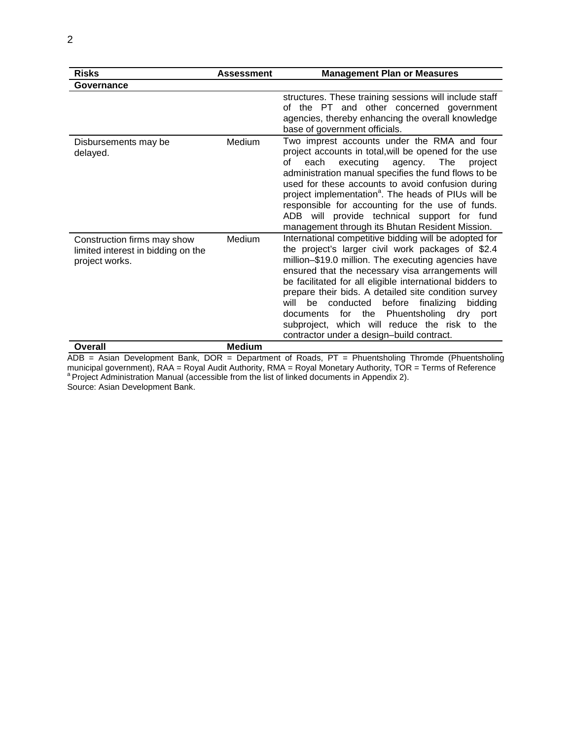| Risks | Assessment | Management Plan or Measures |
| --- | --- | --- |
| **Governance** | | |
| | | structures. These training sessions will include staff of the PT and other concerned government agencies, thereby enhancing the overall knowledge base of government officials. |
| Disbursements may be delayed. | Medium | Two imprest accounts under the RMA and four project accounts in total,will be opened for the use of each executing agency. The project administration manual specifies the fund flows to be used for these accounts to avoid confusion during project implementation[a]. The heads of PIUs will be responsible for accounting for the use of funds. ADB will provide technical support for fund management through its Bhutan Resident Mission. |
| Construction firms may show limited interest in bidding on the project works. | Medium | International competitive bidding will be adopted for the project's larger civil work packages of $2.4 million–$19.0 million. The executing agencies have ensured that the necessary visa arrangements will be facilitated for all eligible international bidders to prepare their bids. A detailed site condition survey will be conducted before finalizing bidding documents for the Phuentsholing dry port subproject, which will reduce the risk to the contractor under a design–build contract. |
| **Overall** | **Medium** | |

ADB = Asian Development Bank, DOR = Department of Roads, PT = Phuentsholing Thromde (Phuentsholing municipal government), RAA = Royal Audit Authority, RMA = Royal Monetary Authority, TOR = Terms of Reference

[a] Project Administration Manual (accessible from the list of linked documents in Appendix 2).

Source: Asian Development Bank.